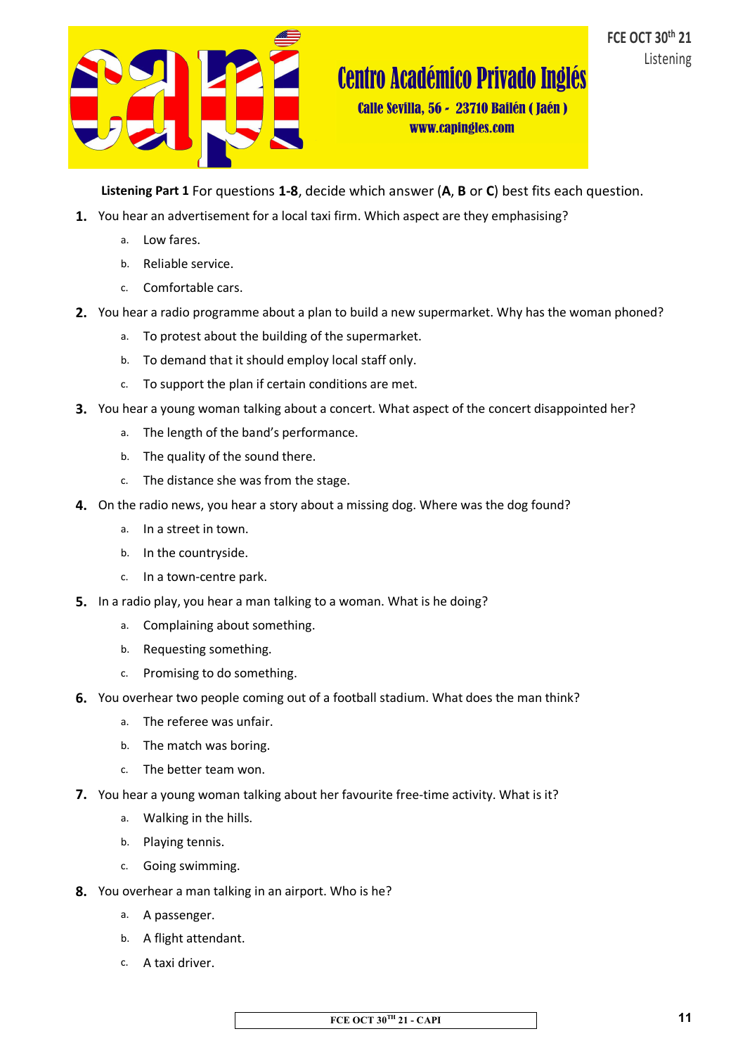# Centro Académico Privado Inglés

Calle Sevilla, 56 - 23710 Bailén ( Jaén )

www.capingles.com

FCE OCT 30th 21

Listening

**Listening Part 1** For questions **1-8**, decide which answer (**A**, **B** or **C**) best fits each question.

**1.** You hear an advertisement for a local taxi firm. Which aspect are they emphasising?

   a. Low fares.
   b. Reliable service.
   c. Comfortable cars.

**2.** You hear a radio programme about a plan to build a new supermarket. Why has the woman phoned?

   a. To protest about the building of the supermarket.
   b. To demand that it should employ local staff only.
   c. To support the plan if certain conditions are met.

**3.** You hear a young woman talking about a concert. What aspect of the concert disappointed her?

   a. The length of the band's performance.
   b. The quality of the sound there.
   c. The distance she was from the stage.

**4.** On the radio news, you hear a story about a missing dog. Where was the dog found?

   a. In a street in town.
   b. In the countryside.
   c. In a town-centre park.

**5.** In a radio play, you hear a man talking to a woman. What is he doing?

   a. Complaining about something.
   b. Requesting something.
   c. Promising to do something.

**6.** You overhear two people coming out of a football stadium. What does the man think?

   a. The referee was unfair.
   b. The match was boring.
   c. The better team won.

**7.** You hear a young woman talking about her favourite free-time activity. What is it?

   a. Walking in the hills.
   b. Playing tennis.
   c. Going swimming.

**8.** You overhear a man talking in an airport. Who is he?

   a. A passenger.
   b. A flight attendant.
   c. A taxi driver.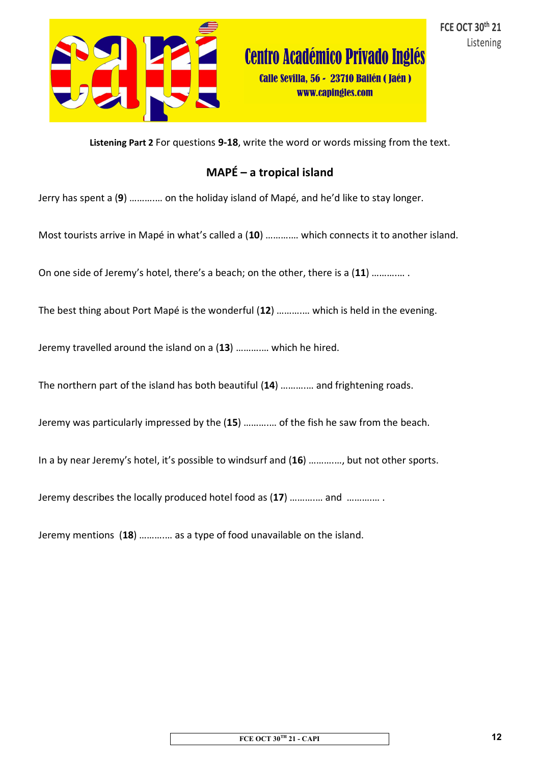**Listening Part 2** For questions **9-18**, write the word or words missing from the text.

## MAPÉ – a tropical island

Jerry has spent a (**9**) ………… on the holiday island of Mapé, and he'd like to stay longer.

Most tourists arrive in Mapé in what's called a (**10**) ………… which connects it to another island.

On one side of Jeremy's hotel, there's a beach; on the other, there is a (**11**) ………… .

The best thing about Port Mapé is the wonderful (**12**) ………… which is held in the evening.

Jeremy travelled around the island on a (**13**) ………… which he hired.

The northern part of the island has both beautiful (**14**) ………… and frightening roads.

Jeremy was particularly impressed by the (**15**) ………… of the fish he saw from the beach.

In a by near Jeremy's hotel, it's possible to windsurf and (**16**) …………, but not other sports.

Jeremy describes the locally produced hotel food as (**17**) ………… and ………… .

Jeremy mentions (**18**) ………… as a type of food unavailable on the island.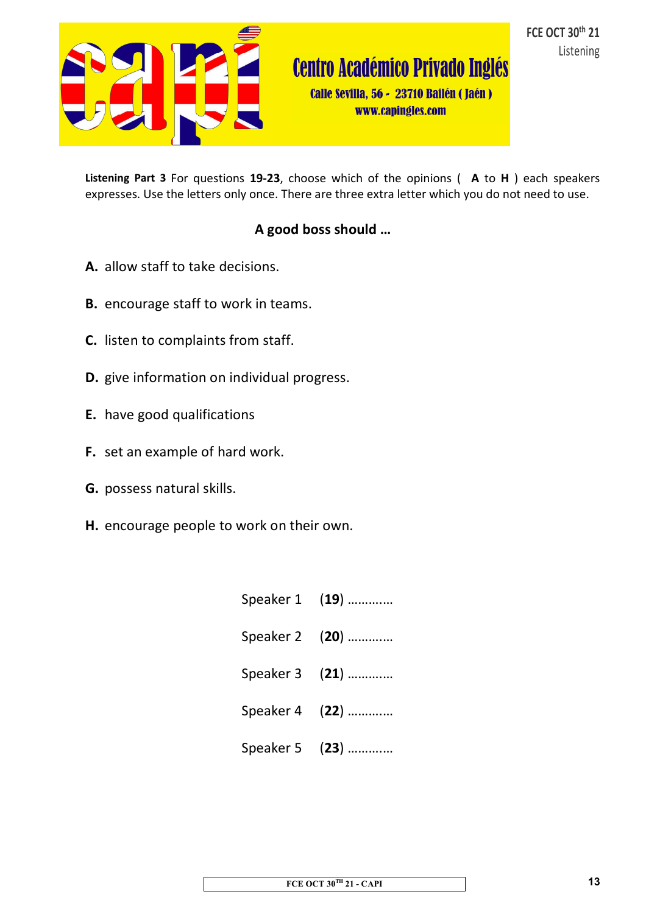**Listening Part 3** For questions **19-23**, choose which of the opinions ( **A** to **H** ) each speakers expresses. Use the letters only once. There are three extra letter which you do not need to use.

## A good boss should …

**A.** allow staff to take decisions.

**B.** encourage staff to work in teams.

**C.** listen to complaints from staff.

**D.** give information on individual progress.

**E.** have good qualifications

**F.** set an example of hard work.

**G.** possess natural skills.

**H.** encourage people to work on their own.

Speaker 1 (**19**) ………….

Speaker 2 (**20**) ………….

Speaker 3 (**21**) ………….

Speaker 4 (**22**) ………….

Speaker 5 (**23**) ………….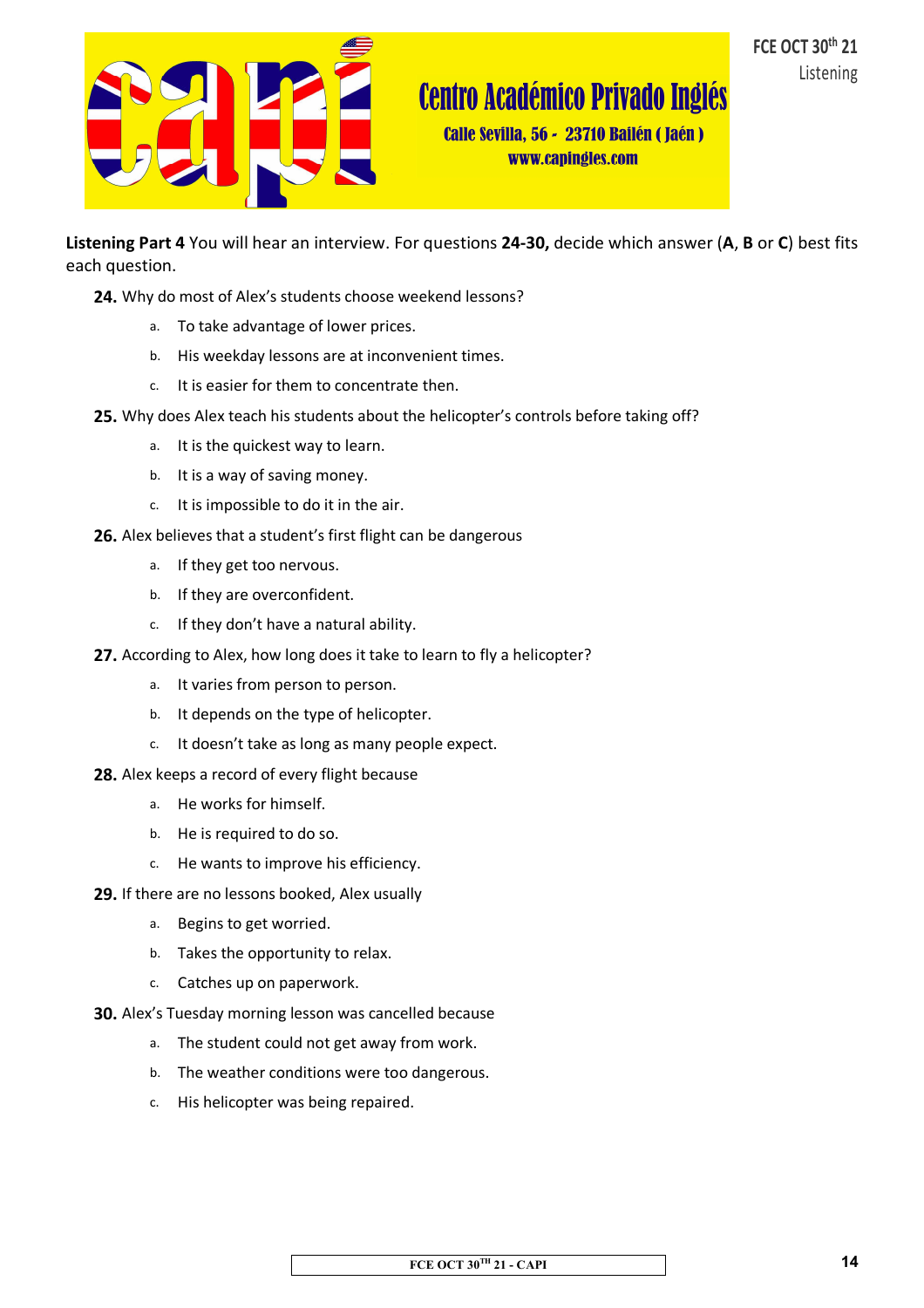**Listening Part 4** You will hear an interview. For questions **24-30,** decide which answer (**A**, **B** or **C**) best fits each question.

**24.** Why do most of Alex's students choose weekend lessons?

a. To take advantage of lower prices.

b. His weekday lessons are at inconvenient times.

c. It is easier for them to concentrate then.

**25.** Why does Alex teach his students about the helicopter's controls before taking off?

a. It is the quickest way to learn.

b. It is a way of saving money.

c. It is impossible to do it in the air.

**26.** Alex believes that a student's first flight can be dangerous

a. If they get too nervous.

b. If they are overconfident.

c. If they don't have a natural ability.

**27.** According to Alex, how long does it take to learn to fly a helicopter?

a. It varies from person to person.

b. It depends on the type of helicopter.

c. It doesn't take as long as many people expect.

**28.** Alex keeps a record of every flight because

a. He works for himself.

b. He is required to do so.

c. He wants to improve his efficiency.

**29.** If there are no lessons booked, Alex usually

a. Begins to get worried.

b. Takes the opportunity to relax.

c. Catches up on paperwork.

**30.** Alex's Tuesday morning lesson was cancelled because

a. The student could not get away from work.

b. The weather conditions were too dangerous.

c. His helicopter was being repaired.